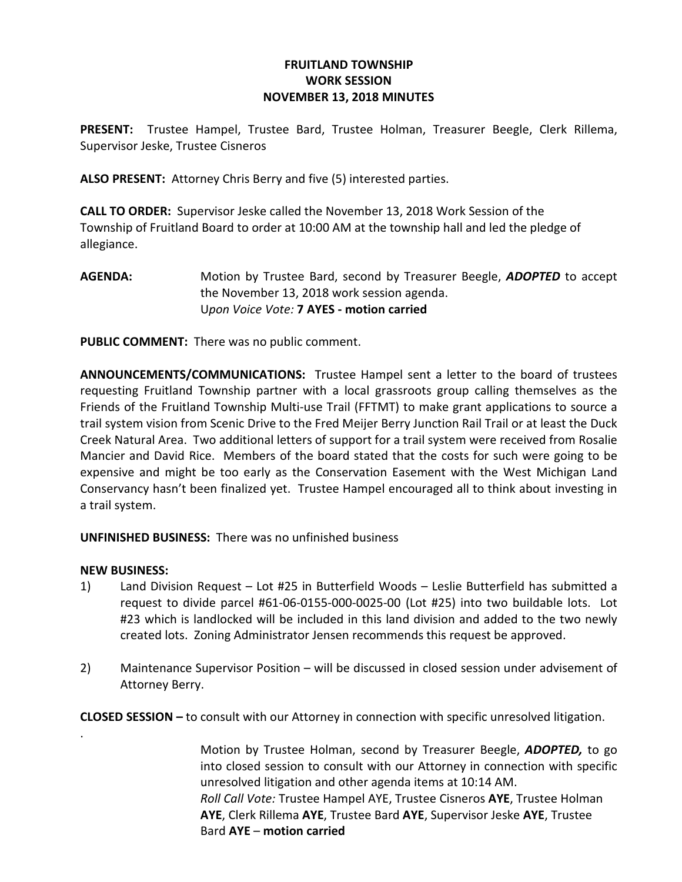# FRUITLAND TOWNSHIP
# WORK SESSION
# NOVEMBER 13, 2018 MINUTES

**PRESENT:** Trustee Hampel, Trustee Bard, Trustee Holman, Treasurer Beegle, Clerk Rillema, Supervisor Jeske, Trustee Cisneros

**ALSO PRESENT:** Attorney Chris Berry and five (5) interested parties.

**CALL TO ORDER:** Supervisor Jeske called the November 13, 2018 Work Session of the Township of Fruitland Board to order at 10:00 AM at the township hall and led the pledge of allegiance.

**AGENDA:** Motion by Trustee Bard, second by Treasurer Beegle, ***ADOPTED*** to accept the November 13, 2018 work session agenda.
U*pon Voice Vote:* **7 AYES - motion carried**

**PUBLIC COMMENT:** There was no public comment.

**ANNOUNCEMENTS/COMMUNICATIONS:** Trustee Hampel sent a letter to the board of trustees requesting Fruitland Township partner with a local grassroots group calling themselves as the Friends of the Fruitland Township Multi-use Trail (FFTMT) to make grant applications to source a trail system vision from Scenic Drive to the Fred Meijer Berry Junction Rail Trail or at least the Duck Creek Natural Area. Two additional letters of support for a trail system were received from Rosalie Mancier and David Rice. Members of the board stated that the costs for such were going to be expensive and might be too early as the Conservation Easement with the West Michigan Land Conservancy hasn't been finalized yet. Trustee Hampel encouraged all to think about investing in a trail system.

**UNFINISHED BUSINESS:** There was no unfinished business

**NEW BUSINESS:**

1) Land Division Request – Lot #25 in Butterfield Woods – Leslie Butterfield has submitted a request to divide parcel #61-06-0155-000-0025-00 (Lot #25) into two buildable lots. Lot #23 which is landlocked will be included in this land division and added to the two newly created lots. Zoning Administrator Jensen recommends this request be approved.

2) Maintenance Supervisor Position – will be discussed in closed session under advisement of Attorney Berry.

**CLOSED SESSION –** to consult with our Attorney in connection with specific unresolved litigation.

.

Motion by Trustee Holman, second by Treasurer Beegle, ***ADOPTED,*** to go into closed session to consult with our Attorney in connection with specific unresolved litigation and other agenda items at 10:14 AM.
*Roll Call Vote:* Trustee Hampel AYE, Trustee Cisneros **AYE**, Trustee Holman **AYE**, Clerk Rillema **AYE**, Trustee Bard **AYE**, Supervisor Jeske **AYE**, Trustee Bard **AYE** – **motion carried**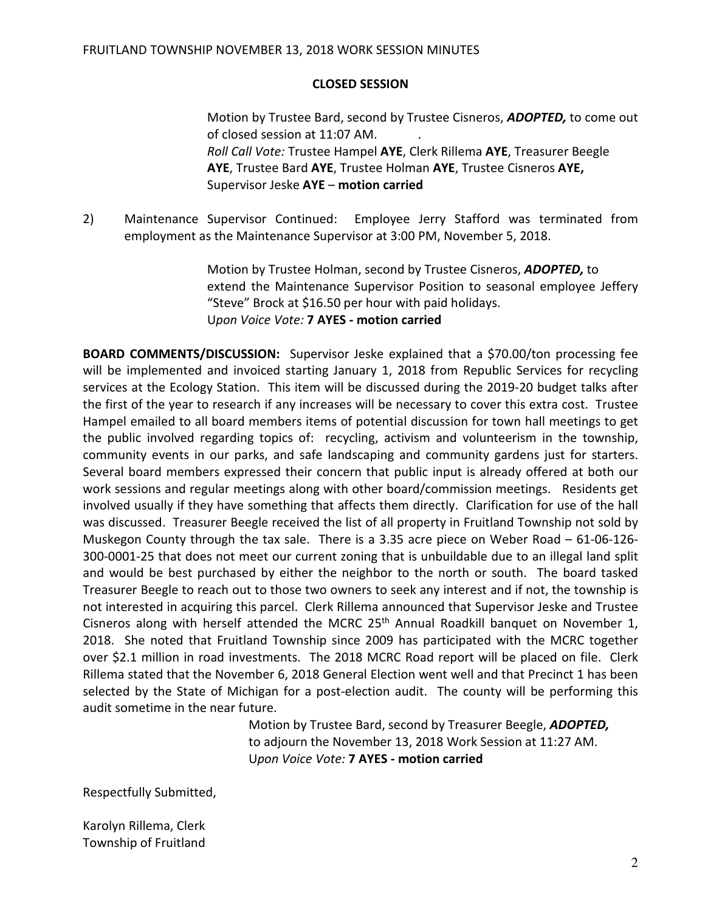**CLOSED SESSION**

Motion by Trustee Bard, second by Trustee Cisneros, ***ADOPTED,*** to come out of closed session at 11:07 AM. .
*Roll Call Vote:* Trustee Hampel **AYE**, Clerk Rillema **AYE**, Treasurer Beegle **AYE**, Trustee Bard **AYE**, Trustee Holman **AYE**, Trustee Cisneros **AYE,** Supervisor Jeske **AYE** – **motion carried**

2) Maintenance Supervisor Continued: Employee Jerry Stafford was terminated from employment as the Maintenance Supervisor at 3:00 PM, November 5, 2018.

Motion by Trustee Holman, second by Trustee Cisneros, ***ADOPTED,*** to extend the Maintenance Supervisor Position to seasonal employee Jeffery "Steve" Brock at $16.50 per hour with paid holidays.
U*pon Voice Vote:* **7 AYES - motion carried**

**BOARD COMMENTS/DISCUSSION:** Supervisor Jeske explained that a $70.00/ton processing fee will be implemented and invoiced starting January 1, 2018 from Republic Services for recycling services at the Ecology Station. This item will be discussed during the 2019-20 budget talks after the first of the year to research if any increases will be necessary to cover this extra cost. Trustee Hampel emailed to all board members items of potential discussion for town hall meetings to get the public involved regarding topics of: recycling, activism and volunteerism in the township, community events in our parks, and safe landscaping and community gardens just for starters. Several board members expressed their concern that public input is already offered at both our work sessions and regular meetings along with other board/commission meetings. Residents get involved usually if they have something that affects them directly. Clarification for use of the hall was discussed. Treasurer Beegle received the list of all property in Fruitland Township not sold by Muskegon County through the tax sale. There is a 3.35 acre piece on Weber Road – 61-06-126-300-0001-25 that does not meet our current zoning that is unbuildable due to an illegal land split and would be best purchased by either the neighbor to the north or south. The board tasked Treasurer Beegle to reach out to those two owners to seek any interest and if not, the township is not interested in acquiring this parcel. Clerk Rillema announced that Supervisor Jeske and Trustee Cisneros along with herself attended the MCRC 25th Annual Roadkill banquet on November 1, 2018. She noted that Fruitland Township since 2009 has participated with the MCRC together over $2.1 million in road investments. The 2018 MCRC Road report will be placed on file. Clerk Rillema stated that the November 6, 2018 General Election went well and that Precinct 1 has been selected by the State of Michigan for a post-election audit. The county will be performing this audit sometime in the near future.

Motion by Trustee Bard, second by Treasurer Beegle, ***ADOPTED,*** to adjourn the November 13, 2018 Work Session at 11:27 AM.
U*pon Voice Vote:* **7 AYES - motion carried**

Respectfully Submitted,

Karolyn Rillema, Clerk
Township of Fruitland